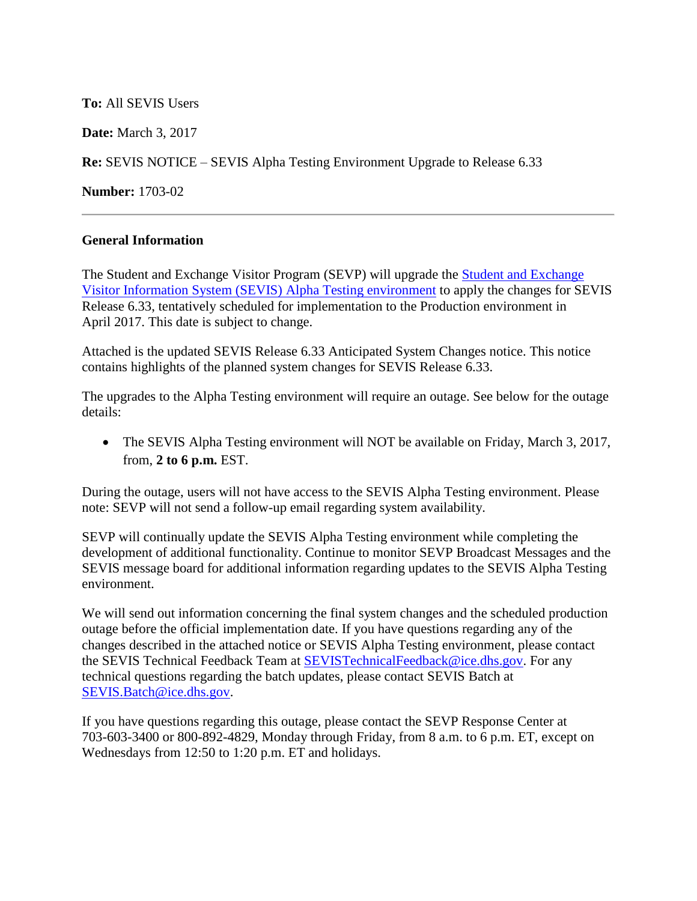**To:** All SEVIS Users

**Date:** March 3, 2017

**Re:** SEVIS NOTICE – SEVIS Alpha Testing Environment Upgrade to Release 6.33

**Number:** 1703-02

---

**General Information**

The Student and Exchange Visitor Program (SEVP) will upgrade the [Student and Exchange Visitor Information System (SEVIS) Alpha Testing environment]() to apply the changes for SEVIS Release 6.33, tentatively scheduled for implementation to the Production environment in April 2017. This date is subject to change.

Attached is the updated SEVIS Release 6.33 Anticipated System Changes notice. This notice contains highlights of the planned system changes for SEVIS Release 6.33.

The upgrades to the Alpha Testing environment will require an outage. See below for the outage details:

- The SEVIS Alpha Testing environment will NOT be available on Friday, March 3, 2017, from, **2 to 6 p.m.** EST.

During the outage, users will not have access to the SEVIS Alpha Testing environment. Please note: SEVP will not send a follow-up email regarding system availability.

SEVP will continually update the SEVIS Alpha Testing environment while completing the development of additional functionality. Continue to monitor SEVP Broadcast Messages and the SEVIS message board for additional information regarding updates to the SEVIS Alpha Testing environment.

We will send out information concerning the final system changes and the scheduled production outage before the official implementation date. If you have questions regarding any of the changes described in the attached notice or SEVIS Alpha Testing environment, please contact the SEVIS Technical Feedback Team at SEVISTechnicalFeedback@ice.dhs.gov. For any technical questions regarding the batch updates, please contact SEVIS Batch at SEVIS.Batch@ice.dhs.gov.

If you have questions regarding this outage, please contact the SEVP Response Center at 703-603-3400 or 800-892-4829, Monday through Friday, from 8 a.m. to 6 p.m. ET, except on Wednesdays from 12:50 to 1:20 p.m. ET and holidays.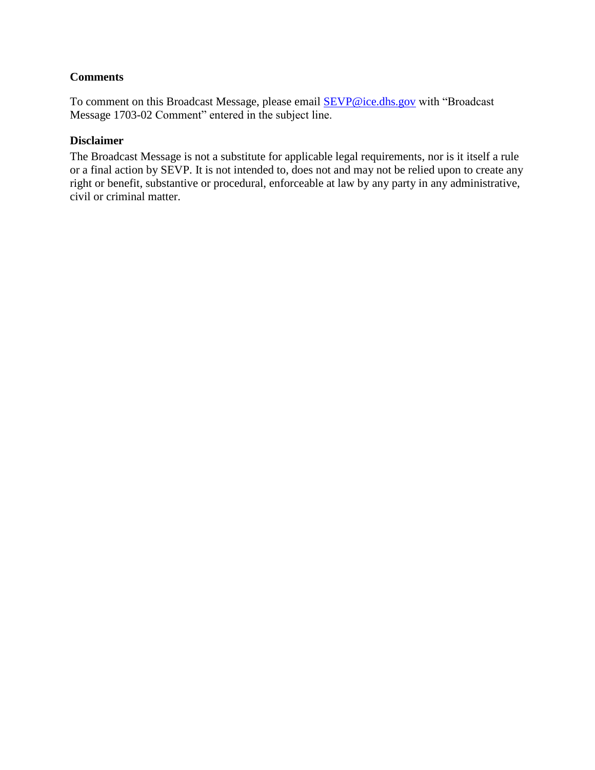**Comments**

To comment on this Broadcast Message, please email [SEVP@ice.dhs.gov](mailto:SEVP@ice.dhs.gov) with "Broadcast Message 1703-02 Comment" entered in the subject line.

**Disclaimer**

The Broadcast Message is not a substitute for applicable legal requirements, nor is it itself a rule or a final action by SEVP. It is not intended to, does not and may not be relied upon to create any right or benefit, substantive or procedural, enforceable at law by any party in any administrative, civil or criminal matter.